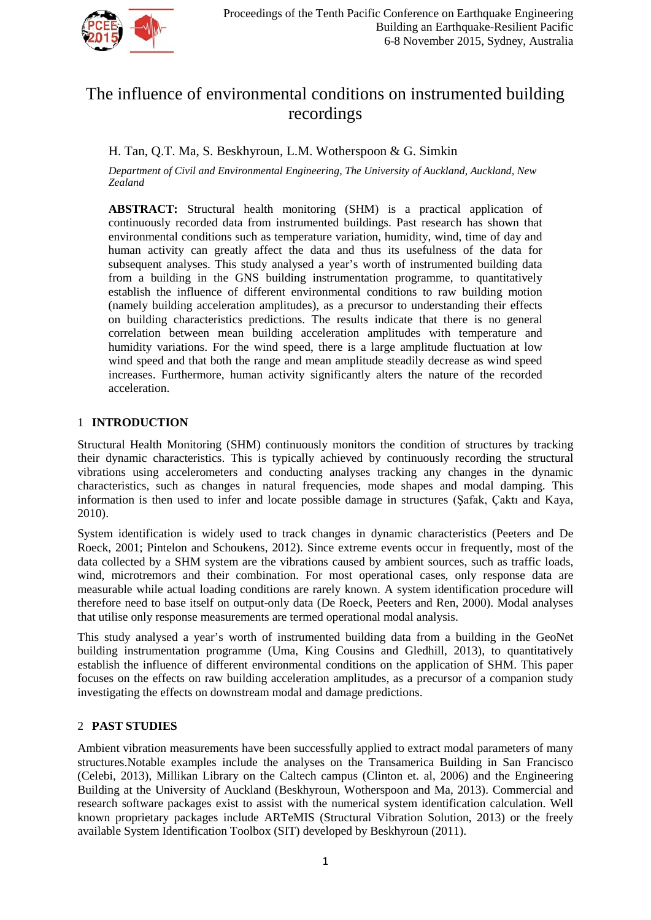# The influence of environmental conditions on instrumented building recordings

H. Tan, Q.T. Ma, S. Beskhyroun, L.M. Wotherspoon & G. Simkin

*Department of Civil and Environmental Engineering, The University of Auckland, Auckland, New Zealand*

**ABSTRACT:** Structural health monitoring (SHM) is a practical application of continuously recorded data from instrumented buildings. Past research has shown that environmental conditions such as temperature variation, humidity, wind, time of day and human activity can greatly affect the data and thus its usefulness of the data for subsequent analyses. This study analysed a year's worth of instrumented building data from a building in the GNS building instrumentation programme, to quantitatively establish the influence of different environmental conditions to raw building motion (namely building acceleration amplitudes), as a precursor to understanding their effects on building characteristics predictions. The results indicate that there is no general correlation between mean building acceleration amplitudes with temperature and humidity variations. For the wind speed, there is a large amplitude fluctuation at low wind speed and that both the range and mean amplitude steadily decrease as wind speed increases. Furthermore, human activity significantly alters the nature of the recorded acceleration.

## 1 INTRODUCTION

Structural Health Monitoring (SHM) continuously monitors the condition of structures by tracking their dynamic characteristics. This is typically achieved by continuously recording the structural vibrations using accelerometers and conducting analyses tracking any changes in the dynamic characteristics, such as changes in natural frequencies, mode shapes and modal damping. This information is then used to infer and locate possible damage in structures (Şafak, Çaktı and Kaya, 2010).

System identification is widely used to track changes in dynamic characteristics (Peeters and De Roeck, 2001; Pintelon and Schoukens, 2012). Since extreme events occur in frequently, most of the data collected by a SHM system are the vibrations caused by ambient sources, such as traffic loads, wind, microtremors and their combination. For most operational cases, only response data are measurable while actual loading conditions are rarely known. A system identification procedure will therefore need to base itself on output-only data (De Roeck, Peeters and Ren, 2000). Modal analyses that utilise only response measurements are termed operational modal analysis.

This study analysed a year's worth of instrumented building data from a building in the GeoNet building instrumentation programme (Uma, King Cousins and Gledhill, 2013), to quantitatively establish the influence of different environmental conditions on the application of SHM. This paper focuses on the effects on raw building acceleration amplitudes, as a precursor of a companion study investigating the effects on downstream modal and damage predictions.

## 2 PAST STUDIES

Ambient vibration measurements have been successfully applied to extract modal parameters of many structures.Notable examples include the analyses on the Transamerica Building in San Francisco (Celebi, 2013), Millikan Library on the Caltech campus (Clinton et. al, 2006) and the Engineering Building at the University of Auckland (Beskhyroun, Wotherspoon and Ma, 2013). Commercial and research software packages exist to assist with the numerical system identification calculation. Well known proprietary packages include ARTeMIS (Structural Vibration Solution, 2013) or the freely available System Identification Toolbox (SIT) developed by Beskhyroun (2011).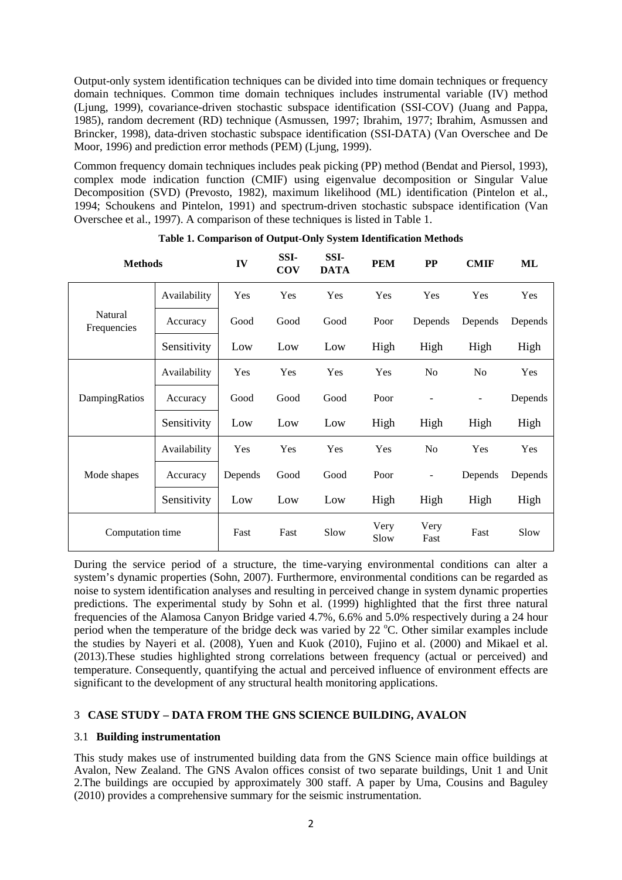Output-only system identification techniques can be divided into time domain techniques or frequency domain techniques. Common time domain techniques includes instrumental variable (IV) method (Ljung, 1999), covariance-driven stochastic subspace identification (SSI-COV) (Juang and Pappa, 1985), random decrement (RD) technique (Asmussen, 1997; Ibrahim, 1977; Ibrahim, Asmussen and Brincker, 1998), data-driven stochastic subspace identification (SSI-DATA) (Van Overschee and De Moor, 1996) and prediction error methods (PEM) (Ljung, 1999).

Common frequency domain techniques includes peak picking (PP) method (Bendat and Piersol, 1993), complex mode indication function (CMIF) using eigenvalue decomposition or Singular Value Decomposition (SVD) (Prevosto, 1982), maximum likelihood (ML) identification (Pintelon et al., 1994; Schoukens and Pintelon, 1991) and spectrum-driven stochastic subspace identification (Van Overschee et al., 1997). A comparison of these techniques is listed in Table 1.

**Table 1. Comparison of Output-Only System Identification Methods**

| Methods | | IV | SSI-COV | SSI-DATA | PEM | PP | CMIF | ML |
|---|---|---|---|---|---|---|---|---|
| Natural Frequencies | Availability | Yes | Yes | Yes | Yes | Yes | Yes | Yes |
| | Accuracy | Good | Good | Good | Poor | Depends | Depends | Depends |
| | Sensitivity | Low | Low | Low | High | High | High | High |
| DampingRatios | Availability | Yes | Yes | Yes | Yes | No | No | Yes |
| | Accuracy | Good | Good | Good | Poor | - | - | Depends |
| | Sensitivity | Low | Low | Low | High | High | High | High |
| Mode shapes | Availability | Yes | Yes | Yes | Yes | No | Yes | Yes |
| | Accuracy | Depends | Good | Good | Poor | - | Depends | Depends |
| | Sensitivity | Low | Low | Low | High | High | High | High |
| Computation time | | Fast | Fast | Slow | Very Slow | Very Fast | Fast | Slow |

During the service period of a structure, the time-varying environmental conditions can alter a system's dynamic properties (Sohn, 2007). Furthermore, environmental conditions can be regarded as noise to system identification analyses and resulting in perceived change in system dynamic properties predictions. The experimental study by Sohn et al. (1999) highlighted that the first three natural frequencies of the Alamosa Canyon Bridge varied 4.7%, 6.6% and 5.0% respectively during a 24 hour period when the temperature of the bridge deck was varied by 22 °C. Other similar examples include the studies by Nayeri et al. (2008), Yuen and Kuok (2010), Fujino et al. (2000) and Mikael et al. (2013).These studies highlighted strong correlations between frequency (actual or perceived) and temperature. Consequently, quantifying the actual and perceived influence of environment effects are significant to the development of any structural health monitoring applications.

## 3 CASE STUDY – DATA FROM THE GNS SCIENCE BUILDING, AVALON

### 3.1 Building instrumentation

This study makes use of instrumented building data from the GNS Science main office buildings at Avalon, New Zealand. The GNS Avalon offices consist of two separate buildings, Unit 1 and Unit 2.The buildings are occupied by approximately 300 staff. A paper by Uma, Cousins and Baguley (2010) provides a comprehensive summary for the seismic instrumentation.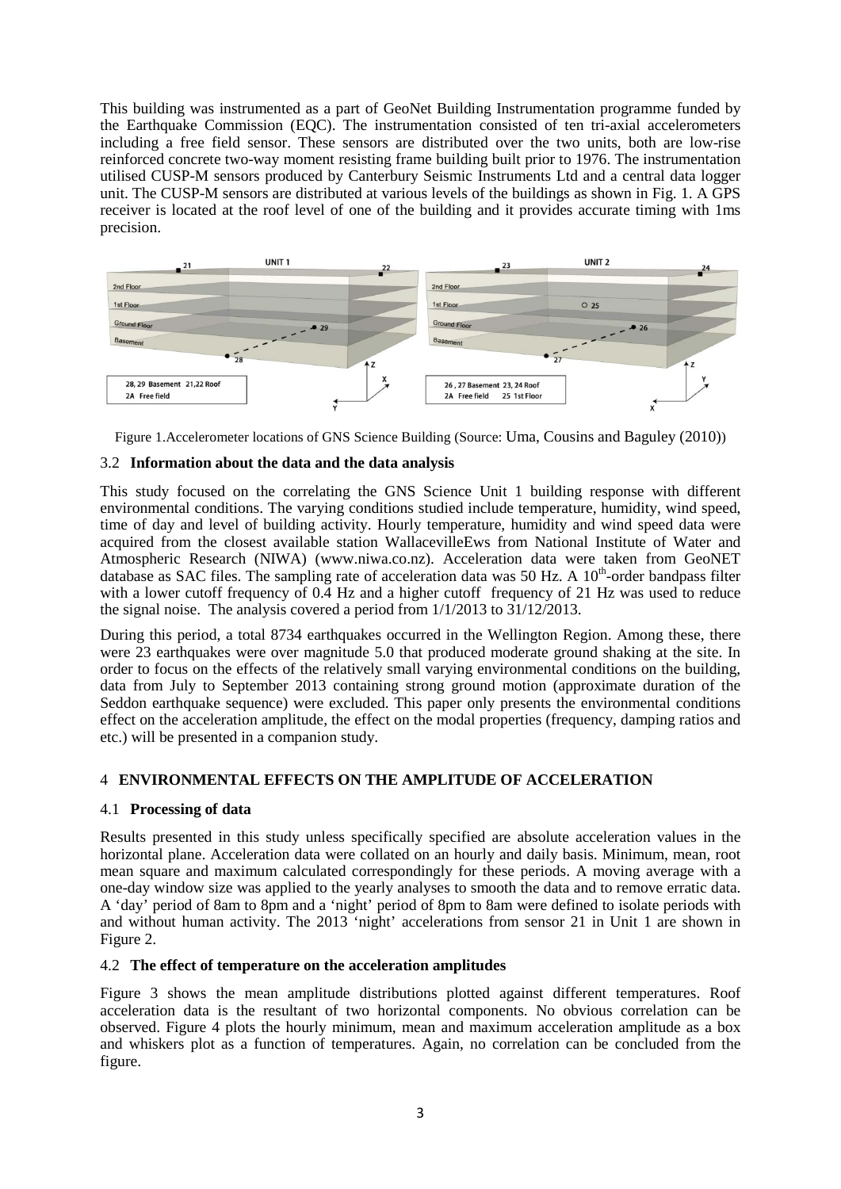This building was instrumented as a part of GeoNet Building Instrumentation programme funded by the Earthquake Commission (EQC). The instrumentation consisted of ten tri-axial accelerometers including a free field sensor. These sensors are distributed over the two units, both are low-rise reinforced concrete two-way moment resisting frame building built prior to 1976. The instrumentation utilised CUSP-M sensors produced by Canterbury Seismic Instruments Ltd and a central data logger unit. The CUSP-M sensors are distributed at various levels of the buildings as shown in Fig. 1. A GPS receiver is located at the roof level of one of the building and it provides accurate timing with 1ms precision.

Figure 1.Accelerometer locations of GNS Science Building (Source: Uma, Cousins and Baguley (2010))

### 3.2 Information about the data and the data analysis

This study focused on the correlating the GNS Science Unit 1 building response with different environmental conditions. The varying conditions studied include temperature, humidity, wind speed, time of day and level of building activity. Hourly temperature, humidity and wind speed data were acquired from the closest available station WallacevilleEws from National Institute of Water and Atmospheric Research (NIWA) (www.niwa.co.nz). Acceleration data were taken from GeoNET database as SAC files. The sampling rate of acceleration data was 50 Hz. A $10^{th}$-order bandpass filter with a lower cutoff frequency of 0.4 Hz and a higher cutoff frequency of 21 Hz was used to reduce the signal noise. The analysis covered a period from 1/1/2013 to 31/12/2013.

During this period, a total 8734 earthquakes occurred in the Wellington Region. Among these, there were 23 earthquakes were over magnitude 5.0 that produced moderate ground shaking at the site. In order to focus on the effects of the relatively small varying environmental conditions on the building, data from July to September 2013 containing strong ground motion (approximate duration of the Seddon earthquake sequence) were excluded. This paper only presents the environmental conditions effect on the acceleration amplitude, the effect on the modal properties (frequency, damping ratios and etc.) will be presented in a companion study.

## 4 ENVIRONMENTAL EFFECTS ON THE AMPLITUDE OF ACCELERATION

### 4.1 Processing of data

Results presented in this study unless specifically specified are absolute acceleration values in the horizontal plane. Acceleration data were collated on an hourly and daily basis. Minimum, mean, root mean square and maximum calculated correspondingly for these periods. A moving average with a one-day window size was applied to the yearly analyses to smooth the data and to remove erratic data. A 'day' period of 8am to 8pm and a 'night' period of 8pm to 8am were defined to isolate periods with and without human activity. The 2013 'night' accelerations from sensor 21 in Unit 1 are shown in Figure 2.

### 4.2 The effect of temperature on the acceleration amplitudes

Figure 3 shows the mean amplitude distributions plotted against different temperatures. Roof acceleration data is the resultant of two horizontal components. No obvious correlation can be observed. Figure 4 plots the hourly minimum, mean and maximum acceleration amplitude as a box and whiskers plot as a function of temperatures. Again, no correlation can be concluded from the figure.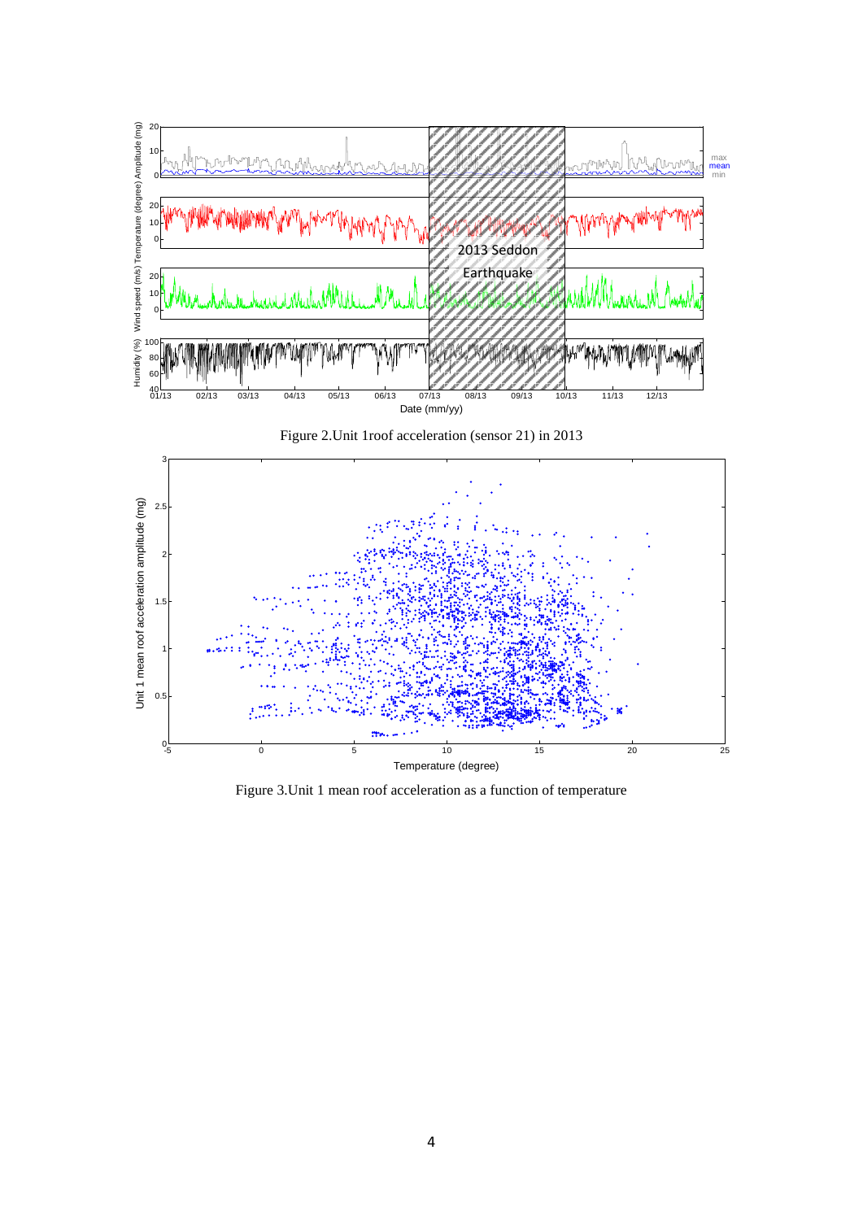Figure 2.Unit 1roof acceleration (sensor 21) in 2013

Figure 3.Unit 1 mean roof acceleration as a function of temperature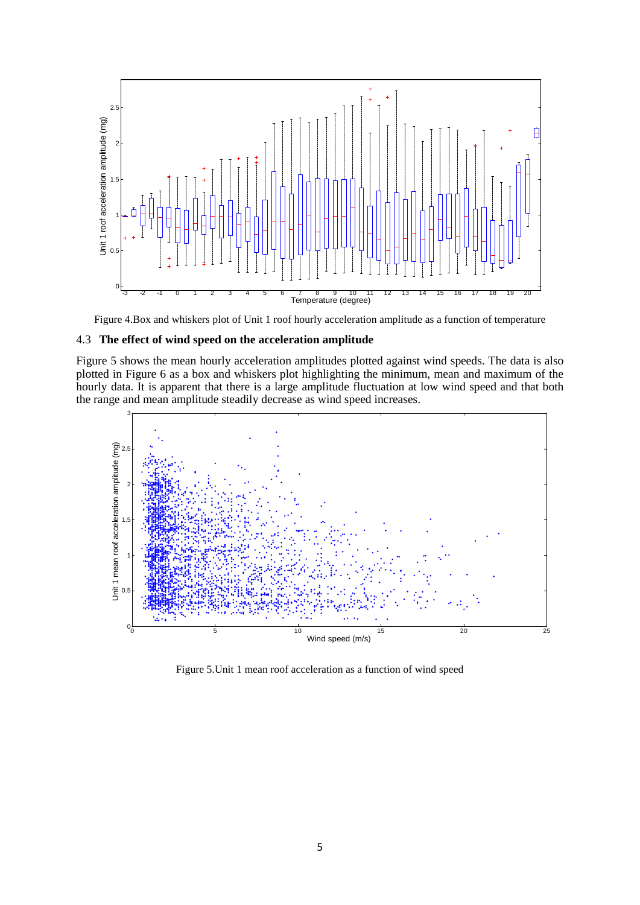Figure 4.Box and whiskers plot of Unit 1 roof hourly acceleration amplitude as a function of temperature

## 4.3 The effect of wind speed on the acceleration amplitude

Figure 5 shows the mean hourly acceleration amplitudes plotted against wind speeds. The data is also plotted in Figure 6 as a box and whiskers plot highlighting the minimum, mean and maximum of the hourly data. It is apparent that there is a large amplitude fluctuation at low wind speed and that both the range and mean amplitude steadily decrease as wind speed increases.

Figure 5.Unit 1 mean roof acceleration as a function of wind speed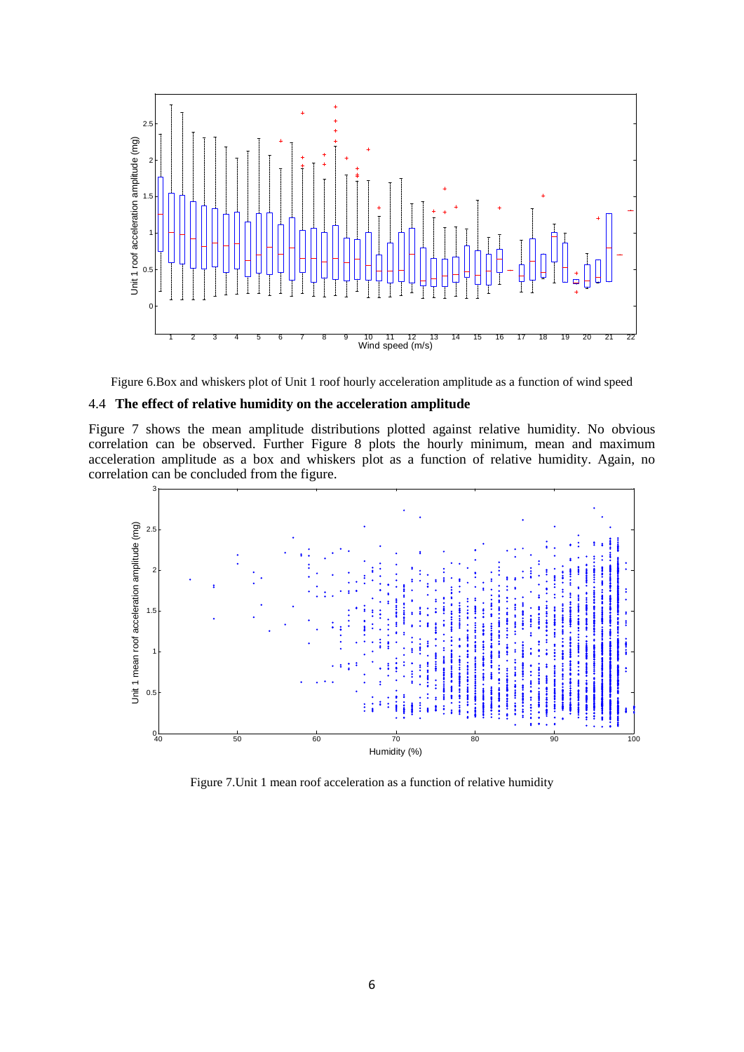Figure 6.Box and whiskers plot of Unit 1 roof hourly acceleration amplitude as a function of wind speed

### 4.4 The effect of relative humidity on the acceleration amplitude

Figure 7 shows the mean amplitude distributions plotted against relative humidity. No obvious correlation can be observed. Further Figure 8 plots the hourly minimum, mean and maximum acceleration amplitude as a box and whiskers plot as a function of relative humidity. Again, no correlation can be concluded from the figure.

Figure 7.Unit 1 mean roof acceleration as a function of relative humidity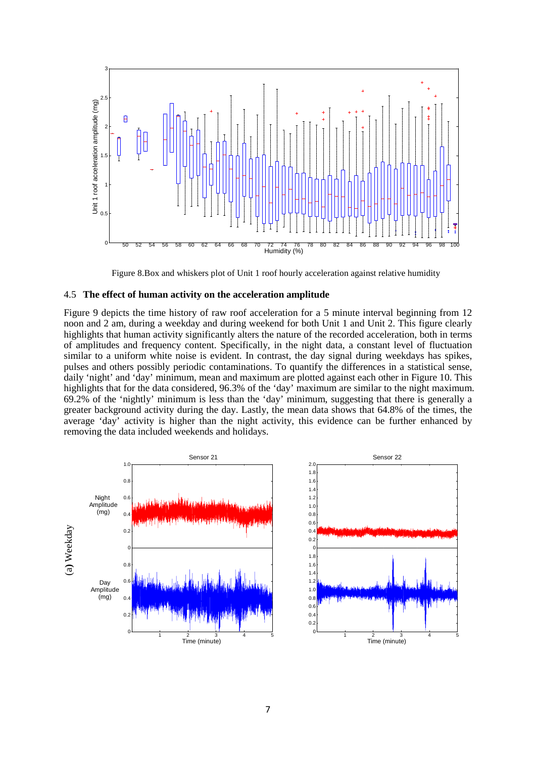Figure 8.Box and whiskers plot of Unit 1 roof hourly acceleration against relative humidity

### 4.5 The effect of human activity on the acceleration amplitude

Figure 9 depicts the time history of raw roof acceleration for a 5 minute interval beginning from 12 noon and 2 am, during a weekday and during weekend for both Unit 1 and Unit 2. This figure clearly highlights that human activity significantly alters the nature of the recorded acceleration, both in terms of amplitudes and frequency content. Specifically, in the night data, a constant level of fluctuation similar to a uniform white noise is evident. In contrast, the day signal during weekdays has spikes, pulses and others possibly periodic contaminations. To quantify the differences in a statistical sense, daily 'night' and 'day' minimum, mean and maximum are plotted against each other in Figure 10. This highlights that for the data considered, 96.3% of the 'day' maximum are similar to the night maximum. 69.2% of the 'nightly' minimum is less than the 'day' minimum, suggesting that there is generally a greater background activity during the day. Lastly, the mean data shows that 64.8% of the times, the average 'day' activity is higher than the night activity, this evidence can be further enhanced by removing the data included weekends and holidays.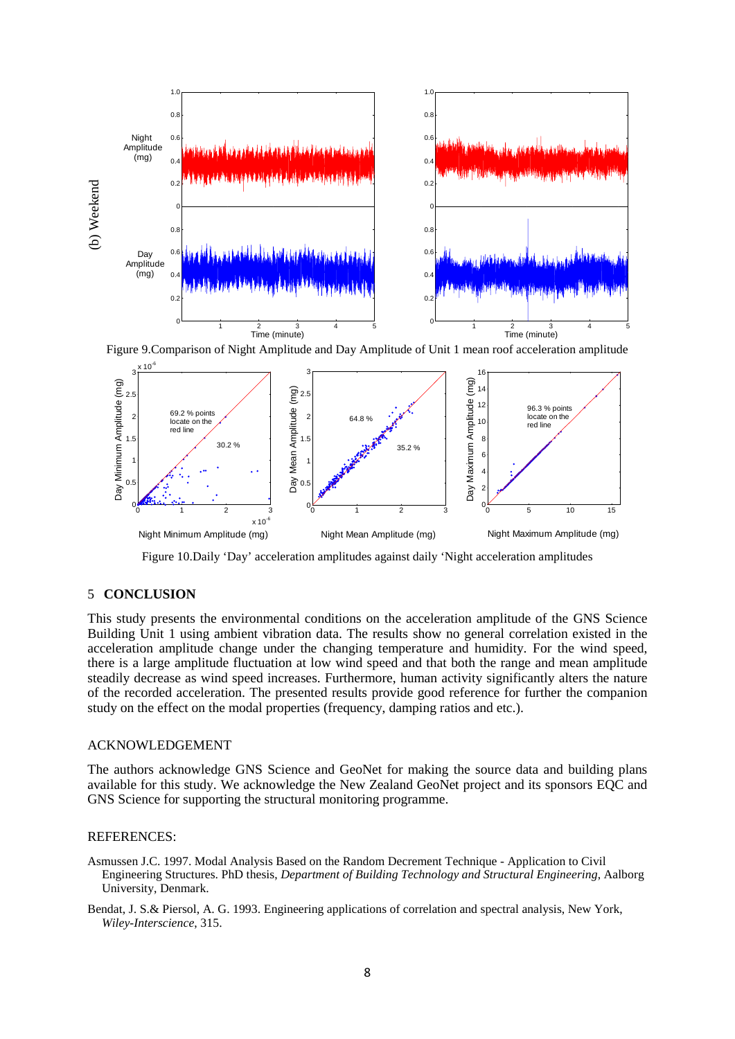Figure 9.Comparison of Night Amplitude and Day Amplitude of Unit 1 mean roof acceleration amplitude

Figure 10.Daily 'Day' acceleration amplitudes against daily 'Night acceleration amplitudes

## 5 CONCLUSION

This study presents the environmental conditions on the acceleration amplitude of the GNS Science Building Unit 1 using ambient vibration data. The results show no general correlation existed in the acceleration amplitude change under the changing temperature and humidity. For the wind speed, there is a large amplitude fluctuation at low wind speed and that both the range and mean amplitude steadily decrease as wind speed increases. Furthermore, human activity significantly alters the nature of the recorded acceleration. The presented results provide good reference for further the companion study on the effect on the modal properties (frequency, damping ratios and etc.).

## ACKNOWLEDGEMENT

The authors acknowledge GNS Science and GeoNet for making the source data and building plans available for this study. We acknowledge the New Zealand GeoNet project and its sponsors EQC and GNS Science for supporting the structural monitoring programme.

## REFERENCES:

Asmussen J.C. 1997. Modal Analysis Based on the Random Decrement Technique - Application to Civil Engineering Structures. PhD thesis, *Department of Building Technology and Structural Engineering*, Aalborg University, Denmark.

Bendat, J. S.& Piersol, A. G. 1993. Engineering applications of correlation and spectral analysis, New York, *Wiley-Interscience*, 315.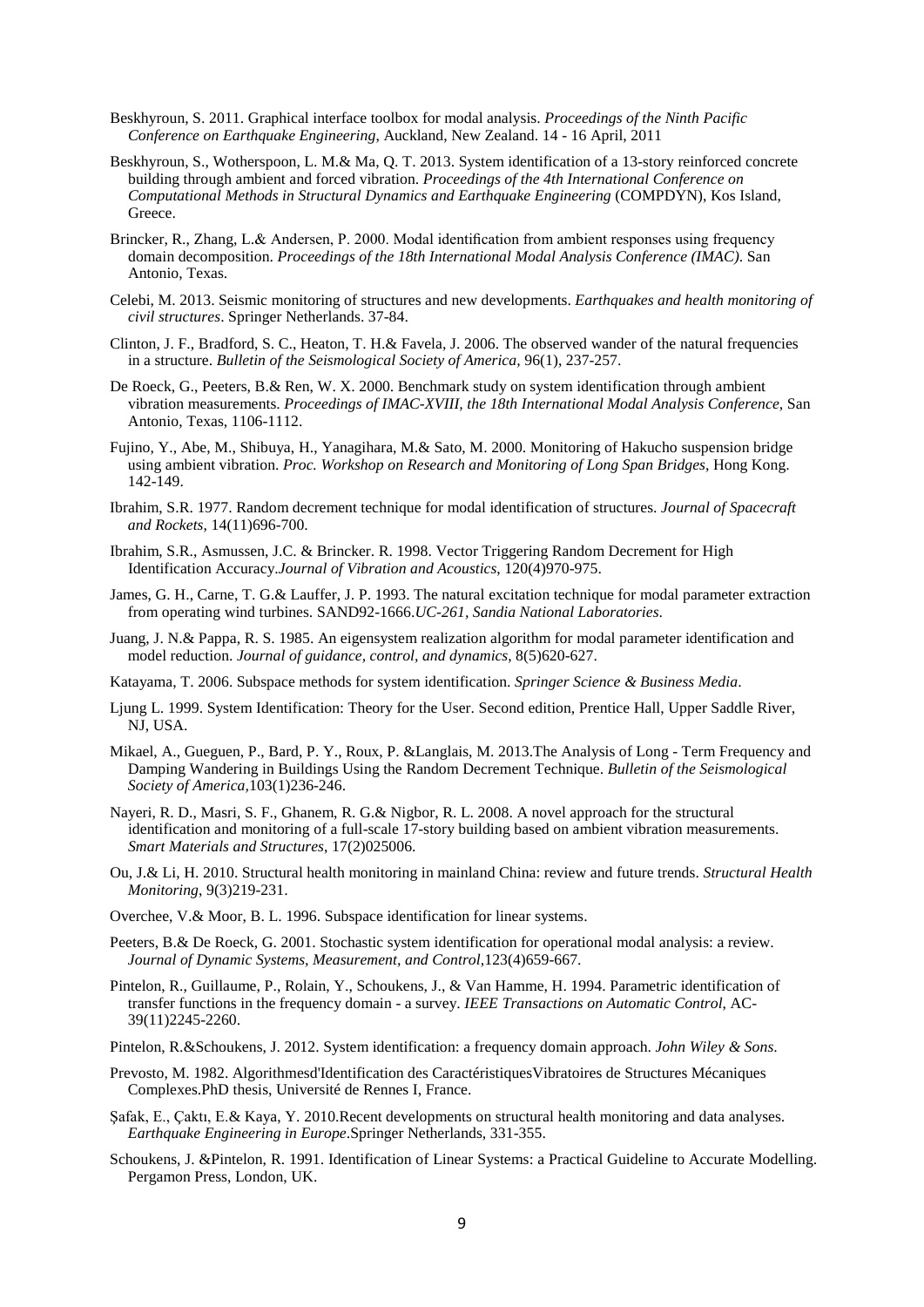Beskhyroun, S. 2011. Graphical interface toolbox for modal analysis. *Proceedings of the Ninth Pacific Conference on Earthquake Engineering*, Auckland, New Zealand. 14 - 16 April, 2011

Beskhyroun, S., Wotherspoon, L. M.& Ma, Q. T. 2013. System identification of a 13-story reinforced concrete building through ambient and forced vibration. *Proceedings of the 4th International Conference on Computational Methods in Structural Dynamics and Earthquake Engineering* (COMPDYN), Kos Island, Greece.

Brincker, R., Zhang, L.& Andersen, P. 2000. Modal identification from ambient responses using frequency domain decomposition. *Proceedings of the 18th International Modal Analysis Conference (IMAC)*. San Antonio, Texas.

Celebi, M. 2013. Seismic monitoring of structures and new developments. *Earthquakes and health monitoring of civil structures*. Springer Netherlands. 37-84.

Clinton, J. F., Bradford, S. C., Heaton, T. H.& Favela, J. 2006. The observed wander of the natural frequencies in a structure. *Bulletin of the Seismological Society of America*, 96(1), 237-257.

De Roeck, G., Peeters, B.& Ren, W. X. 2000. Benchmark study on system identification through ambient vibration measurements. *Proceedings of IMAC-XVIII, the 18th International Modal Analysis Conference*, San Antonio, Texas, 1106-1112.

Fujino, Y., Abe, M., Shibuya, H., Yanagihara, M.& Sato, M. 2000. Monitoring of Hakucho suspension bridge using ambient vibration. *Proc. Workshop on Research and Monitoring of Long Span Bridges*, Hong Kong. 142-149.

Ibrahim, S.R. 1977. Random decrement technique for modal identification of structures. *Journal of Spacecraft and Rockets*, 14(11)696-700.

Ibrahim, S.R., Asmussen, J.C. & Brincker. R. 1998. Vector Triggering Random Decrement for High Identification Accuracy.*Journal of Vibration and Acoustics*, 120(4)970-975.

James, G. H., Carne, T. G.& Lauffer, J. P. 1993. The natural excitation technique for modal parameter extraction from operating wind turbines. SAND92-1666.*UC-261, Sandia National Laboratories*.

Juang, J. N.& Pappa, R. S. 1985. An eigensystem realization algorithm for modal parameter identification and model reduction. *Journal of guidance, control, and dynamics*, 8(5)620-627.

Katayama, T. 2006. Subspace methods for system identification. *Springer Science & Business Media*.

Ljung L. 1999. System Identification: Theory for the User. Second edition, Prentice Hall, Upper Saddle River, NJ, USA.

Mikael, A., Gueguen, P., Bard, P. Y., Roux, P. &Langlais, M. 2013.The Analysis of Long - Term Frequency and Damping Wandering in Buildings Using the Random Decrement Technique. *Bulletin of the Seismological Society of America*,103(1)236-246.

Nayeri, R. D., Masri, S. F., Ghanem, R. G.& Nigbor, R. L. 2008. A novel approach for the structural identification and monitoring of a full-scale 17-story building based on ambient vibration measurements. *Smart Materials and Structures*, 17(2)025006.

Ou, J.& Li, H. 2010. Structural health monitoring in mainland China: review and future trends. *Structural Health Monitoring*, 9(3)219-231.

Overchee, V.& Moor, B. L. 1996. Subspace identification for linear systems.

Peeters, B.& De Roeck, G. 2001. Stochastic system identification for operational modal analysis: a review. *Journal of Dynamic Systems, Measurement, and Control*,123(4)659-667.

Pintelon, R., Guillaume, P., Rolain, Y., Schoukens, J., & Van Hamme, H. 1994. Parametric identification of transfer functions in the frequency domain - a survey. *IEEE Transactions on Automatic Control*, AC-39(11)2245-2260.

Pintelon, R.&Schoukens, J. 2012. System identification: a frequency domain approach. *John Wiley & Sons*.

Prevosto, M. 1982. Algorithmesd'Identification des CaractéristiquesVibratoires de Structures Mécaniques Complexes.PhD thesis, Université de Rennes I, France.

Şafak, E., Çaktı, E.& Kaya, Y. 2010.Recent developments on structural health monitoring and data analyses. *Earthquake Engineering in Europe*.Springer Netherlands, 331-355.

Schoukens, J. &Pintelon, R. 1991. Identification of Linear Systems: a Practical Guideline to Accurate Modelling. Pergamon Press, London, UK.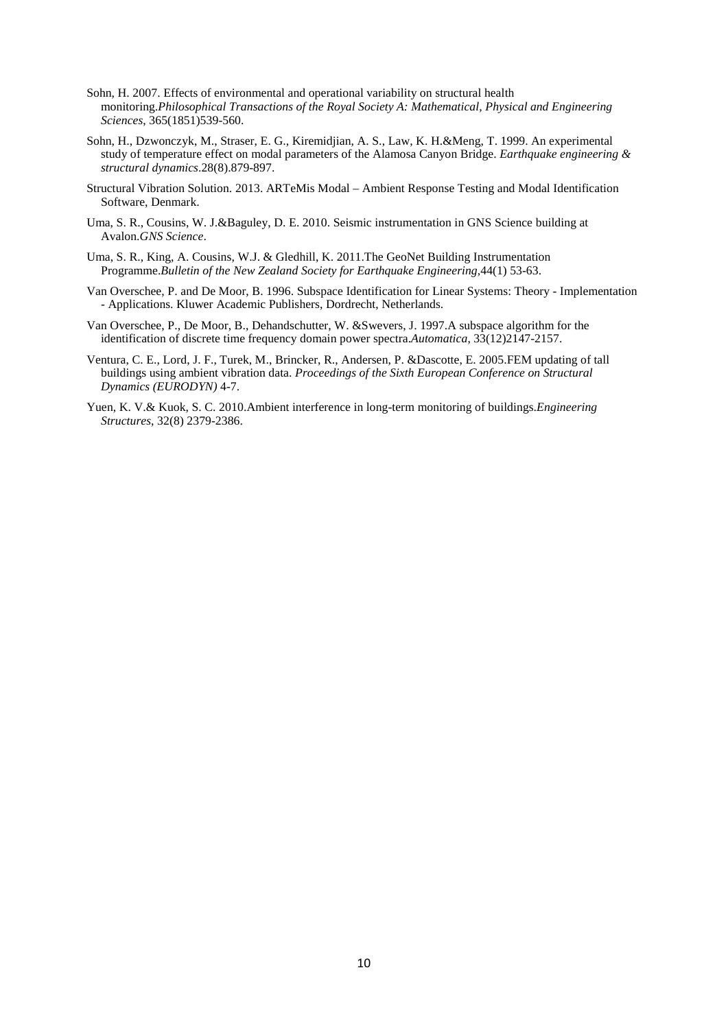Sohn, H. 2007. Effects of environmental and operational variability on structural health monitoring.*Philosophical Transactions of the Royal Society A: Mathematical, Physical and Engineering Sciences*, 365(1851)539-560.

Sohn, H., Dzwonczyk, M., Straser, E. G., Kiremidjian, A. S., Law, K. H.&Meng, T. 1999. An experimental study of temperature effect on modal parameters of the Alamosa Canyon Bridge. *Earthquake engineering & structural dynamics*.28(8).879-897.

Structural Vibration Solution. 2013. ARTeMis Modal – Ambient Response Testing and Modal Identification Software, Denmark.

Uma, S. R., Cousins, W. J.&Baguley, D. E. 2010. Seismic instrumentation in GNS Science building at Avalon.*GNS Science*.

Uma, S. R., King, A. Cousins, W.J. & Gledhill, K. 2011.The GeoNet Building Instrumentation Programme.*Bulletin of the New Zealand Society for Earthquake Engineering*,44(1) 53-63.

Van Overschee, P. and De Moor, B. 1996. Subspace Identification for Linear Systems: Theory - Implementation - Applications. Kluwer Academic Publishers, Dordrecht, Netherlands.

Van Overschee, P., De Moor, B., Dehandschutter, W. &Swevers, J. 1997.A subspace algorithm for the identification of discrete time frequency domain power spectra.*Automatica*, 33(12)2147-2157.

Ventura, C. E., Lord, J. F., Turek, M., Brincker, R., Andersen, P. &Dascotte, E. 2005.FEM updating of tall buildings using ambient vibration data. *Proceedings of the Sixth European Conference on Structural Dynamics (EURODYN)* 4-7.

Yuen, K. V.& Kuok, S. C. 2010.Ambient interference in long-term monitoring of buildings.*Engineering Structures*, 32(8) 2379-2386.